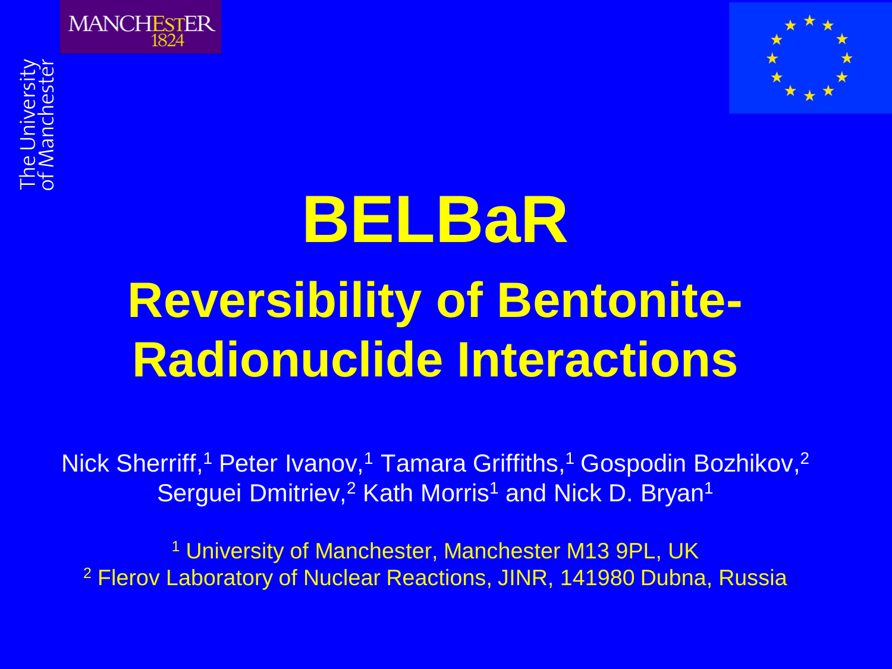The University of Manchester

MANCHESTER 1824

# BELBaR

## Reversibility of Bentonite-Radionuclide Interactions

Nick Sherriff,[1] Peter Ivanov,[1] Tamara Griffiths,[1] Gospodin Bozhikov,[2] Serguei Dmitriev,[2] Kath Morris[1] and Nick D. Bryan[1]

[1] University of Manchester, Manchester M13 9PL, UK
[2] Flerov Laboratory of Nuclear Reactions, JINR, 141980 Dubna, Russia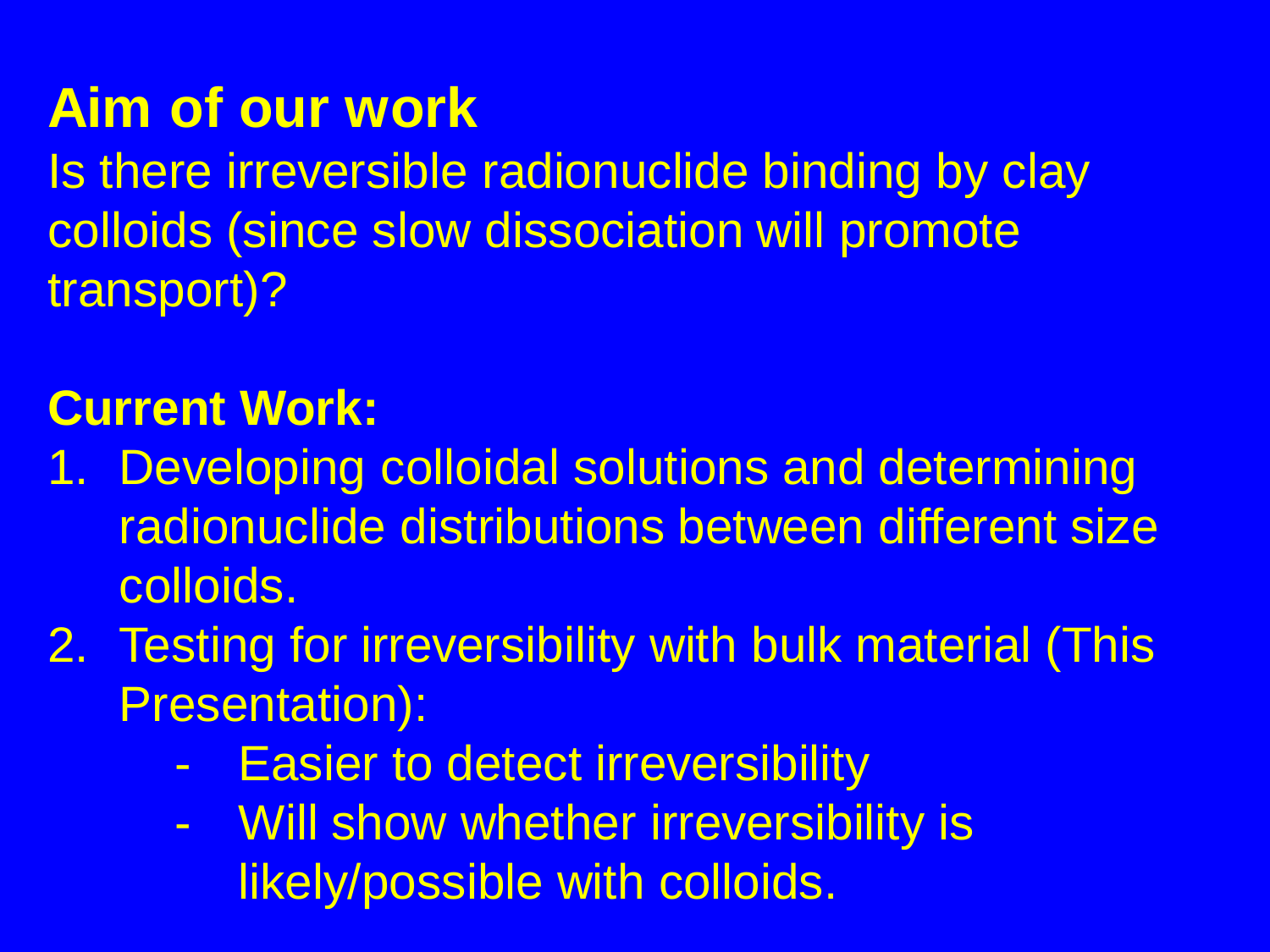## Aim of our work

Is there irreversible radionuclide binding by clay colloids (since slow dissociation will promote transport)?

## Current Work:

1. Developing colloidal solutions and determining radionuclide distributions between different size colloids.
2. Testing for irreversibility with bulk material (This Presentation):
    - Easier to detect irreversibility
    - Will show whether irreversibility is likely/possible with colloids.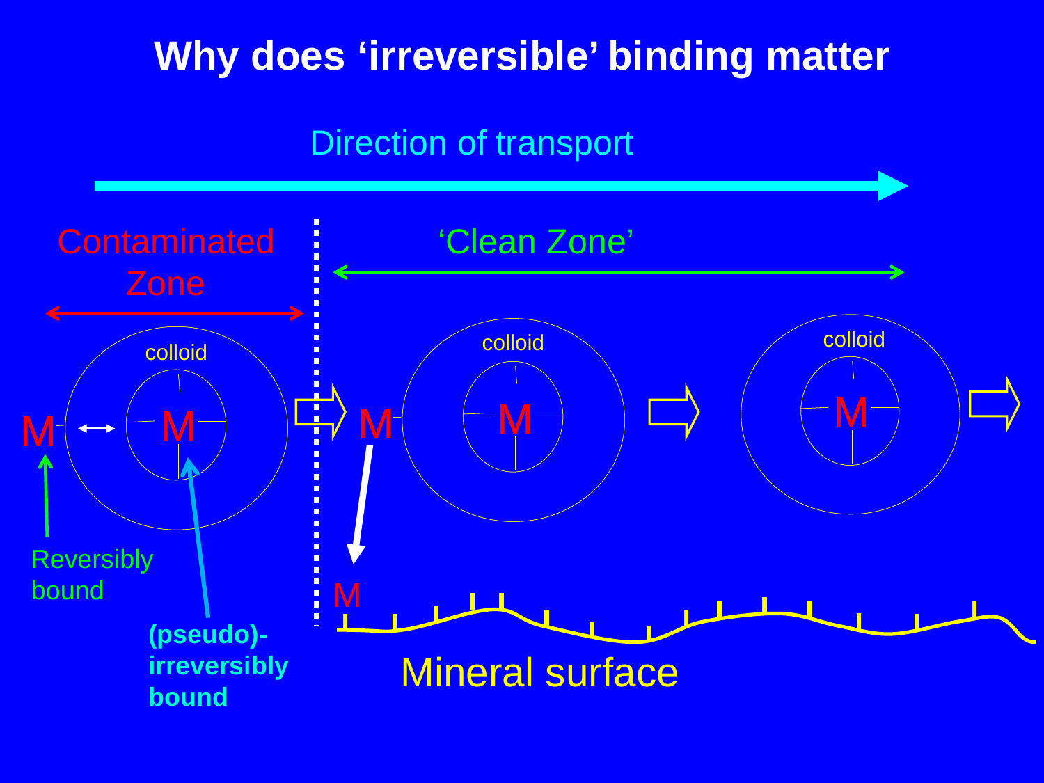# Why does 'irreversible' binding matter

Direction of transport

Contaminated Zone

'Clean Zone'

colloid

M

M

Reversibly bound

(pseudo)-irreversibly bound

colloid

M

M

M

colloid

M

Mineral surface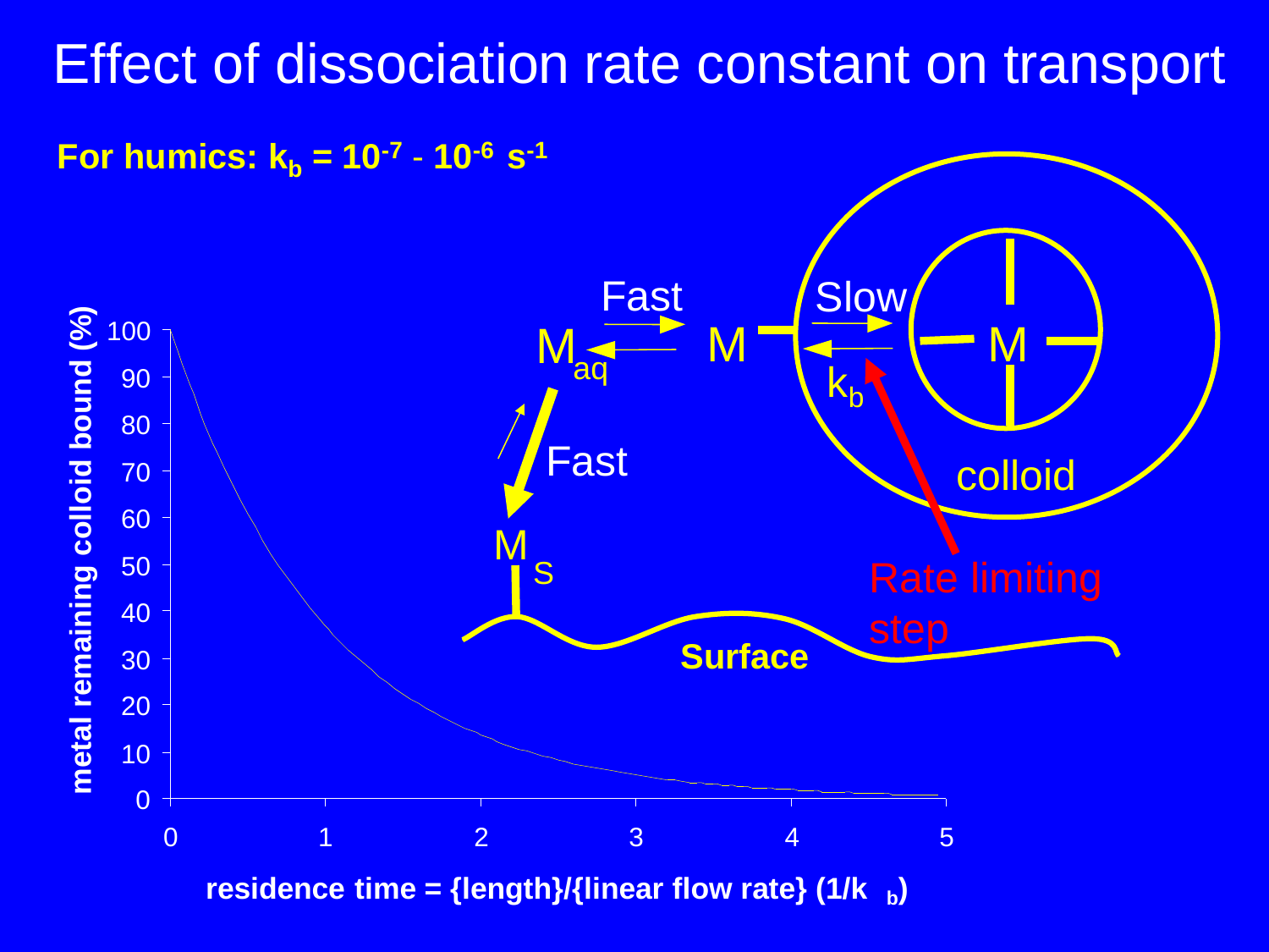# Effect of dissociation rate constant on transport

**For humics: $k_b = 10^{-7} - 10^{-6}\ s^{-1}$**

Fast: $M_{aq} \rightleftarrows M$ — Slow ($k_b$): $M \rightleftarrows M$ (colloid)

$M_{aq} \rightleftarrows M_S$ — Fast

Surface

colloid

Rate limiting step

metal remaining colloid bound (%)

residence time = {length}/{linear flow rate} ($1/k_b$)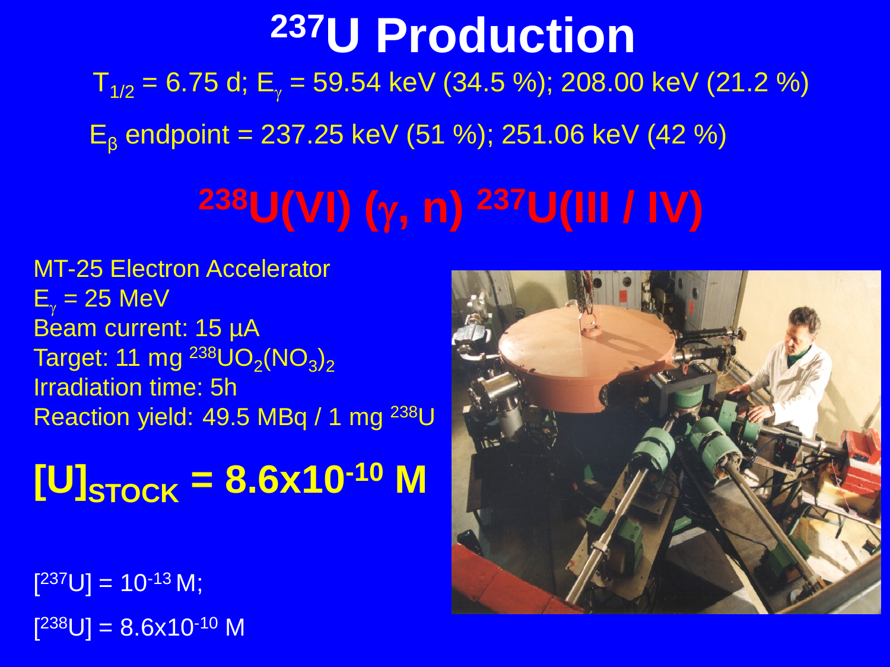# $^{237}U$ Production

$T_{1/2}$ = 6.75 d; $E_{\gamma}$ = 59.54 keV (34.5 %); 208.00 keV (21.2 %)

$E_{\beta}$ endpoint = 237.25 keV (51 %); 251.06 keV (42 %)

## $^{238}U(VI)\ (\gamma, n)\ ^{237}U(III\ /\ IV)$

MT-25 Electron Accelerator
$E_{\gamma}$ = 25 MeV
Beam current: 15 µA
Target: 11 mg $^{238}UO_2(NO_3)_2$
Irradiation time: 5h
Reaction yield: 49.5 MBq / 1 mg $^{238}U$

**$[U]_{STOCK} = 8.6\times10^{-10}$ M**

$[^{237}U] = 10^{-13}$ M;

$[^{238}U] = 8.6\times10^{-10}$ M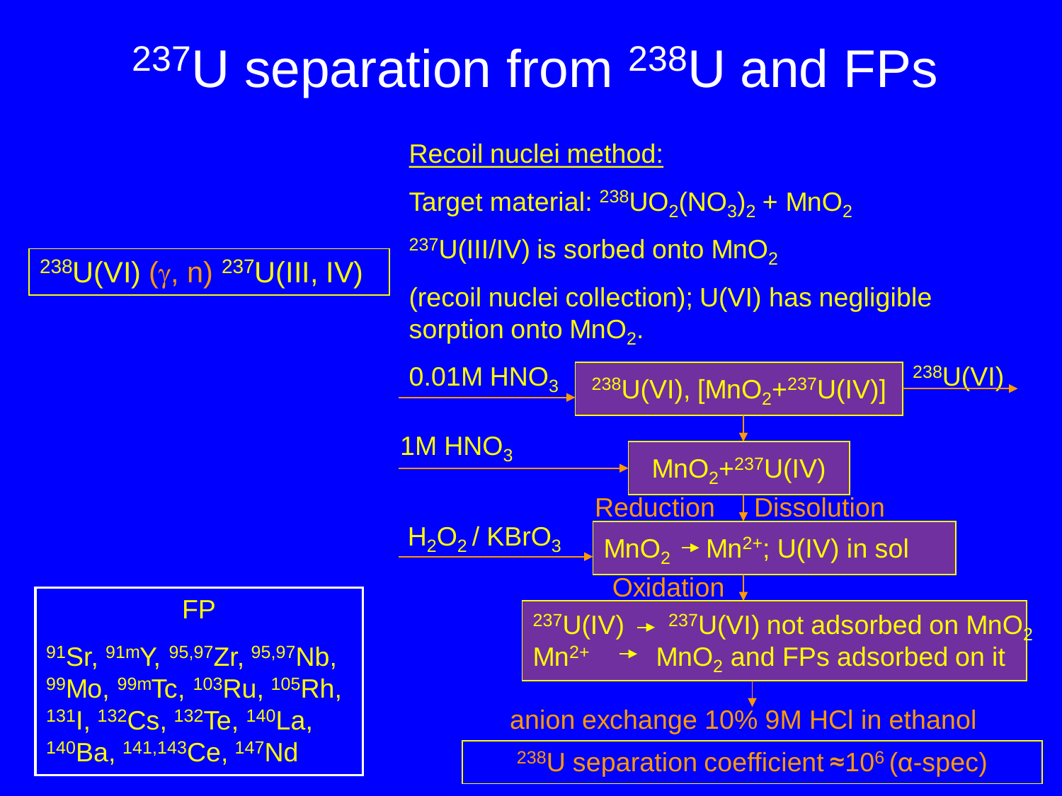# $^{237}U$ separation from $^{238}U$ and FPs

$^{238}U(VI)$ ($\gamma$, n) $^{237}U(III, IV)$

**Recoil nuclei method:**

Target material: $^{238}UO_2(NO_3)_2$ + $MnO_2$

$^{237}U(III/IV)$ is sorbed onto $MnO_2$ (recoil nuclei collection); U(VI) has negligible sorption onto $MnO_2$.

- 0.01M $HNO_3$ → $^{238}U(VI)$, [$MnO_2$+$^{237}U(IV)$] → $^{238}U(VI)$
- 1M $HNO_3$ → $MnO_2$+$^{237}U(IV)$
- Reduction / Dissolution
- $H_2O_2$ / $KBrO_3$ → $MnO_2$ → $Mn^{2+}$; U(IV) in sol
- Oxidation
- $^{237}U(IV)$ → $^{237}U(VI)$ not adsorbed on $MnO_2$
- $Mn^{2+}$ → $MnO_2$ and FPs adsorbed on it
- anion exchange 10% 9M HCl in ethanol

$^{238}U$ separation coefficient ≈$10^6$ (α-spec)

**FP**

$^{91}Sr$, $^{91m}Y$, $^{95,97}Zr$, $^{95,97}Nb$, $^{99}Mo$, $^{99m}Tc$, $^{103}Ru$, $^{105}Rh$, $^{131}I$, $^{132}Cs$, $^{132}Te$, $^{140}La$, $^{140}Ba$, $^{141,143}Ce$, $^{147}Nd$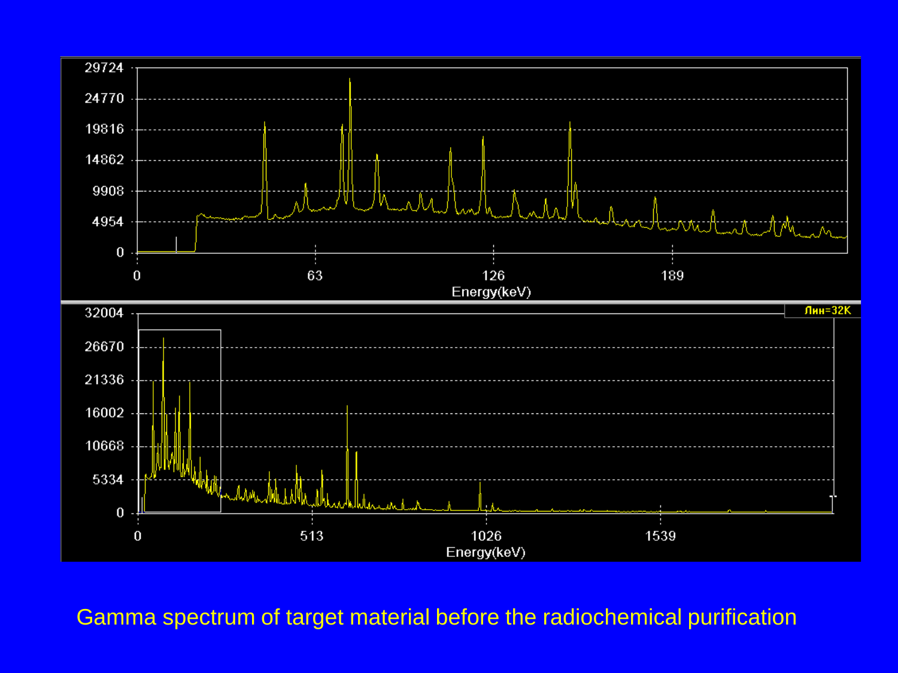Gamma spectrum of target material before the radiochemical purification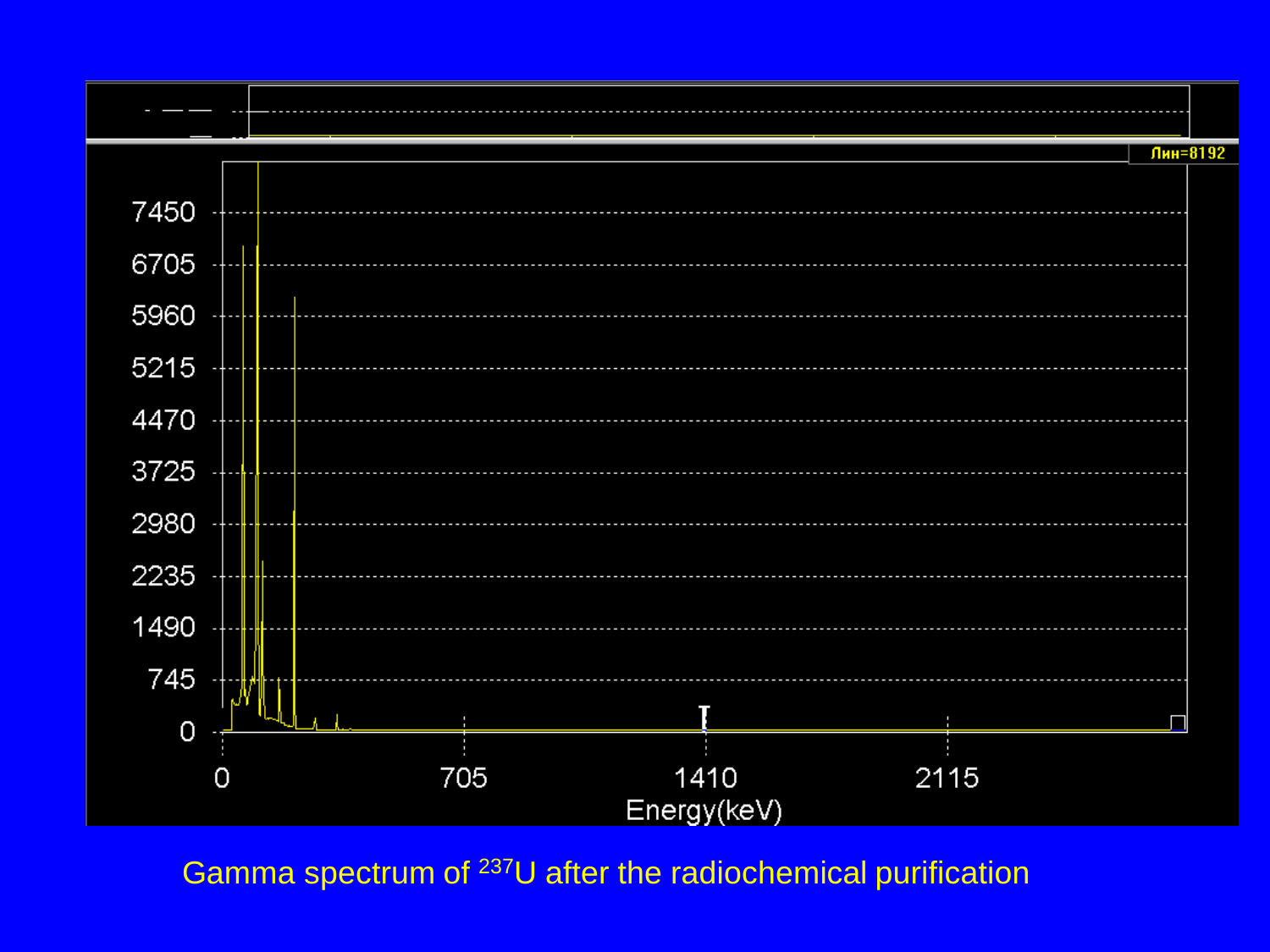Gamma spectrum of $^{237}U$ after the radiochemical purification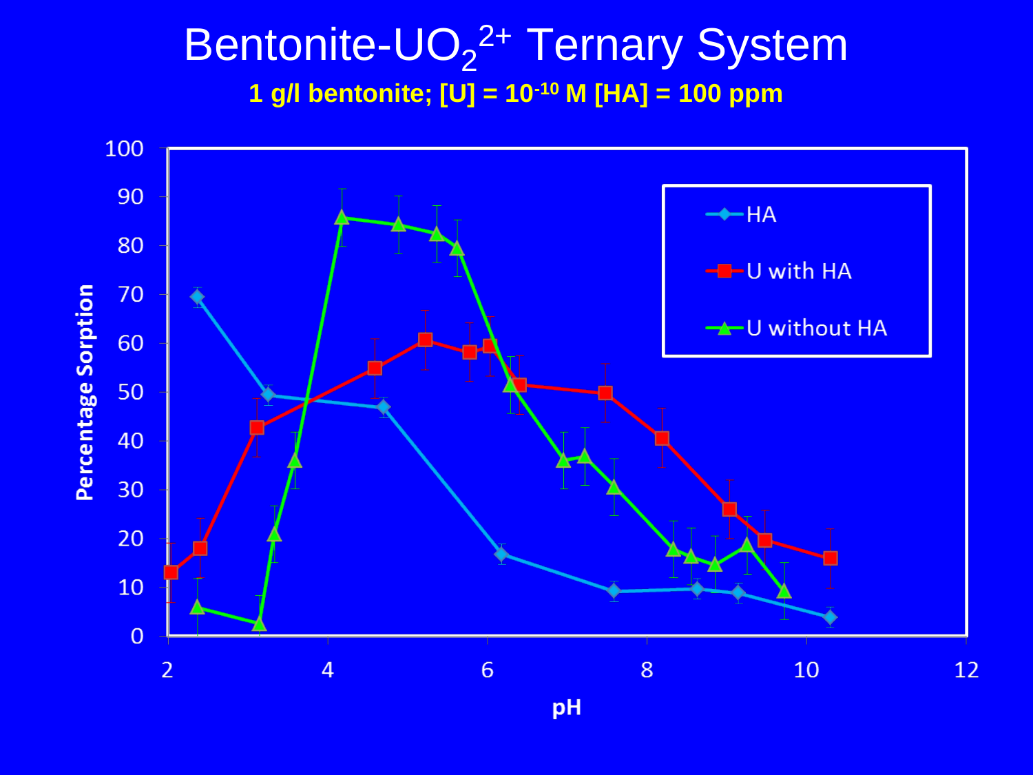# Bentonite-$UO_2^{2+}$ Ternary System

**1 g/l bentonite; [U] = $10^{-10}$ M [HA] = 100 ppm**

Legend: HA; U with HA; U without HA

Y-axis: Percentage Sorption (0–100)

X-axis: pH (2–12)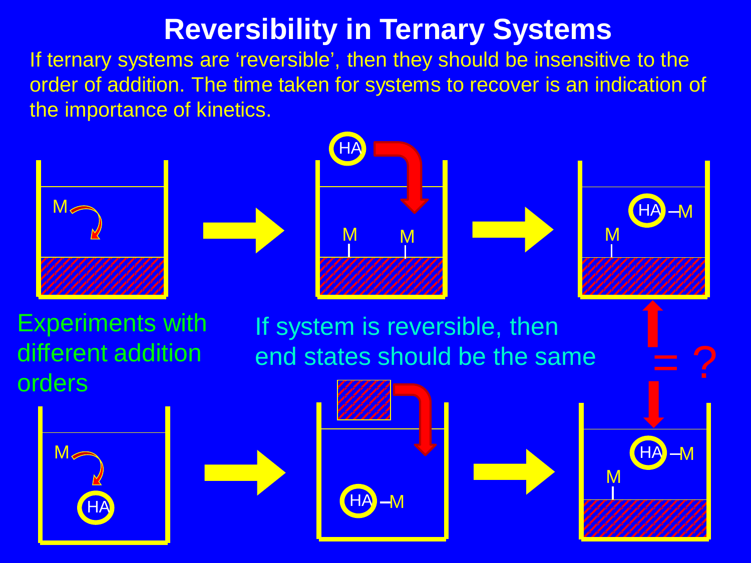# Reversibility in Ternary Systems

If ternary systems are 'reversible', then they should be insensitive to the order of addition. The time taken for systems to recover is an indication of the importance of kinetics.

Experiments with different addition orders

If system is reversible, then end states should be the same

= ?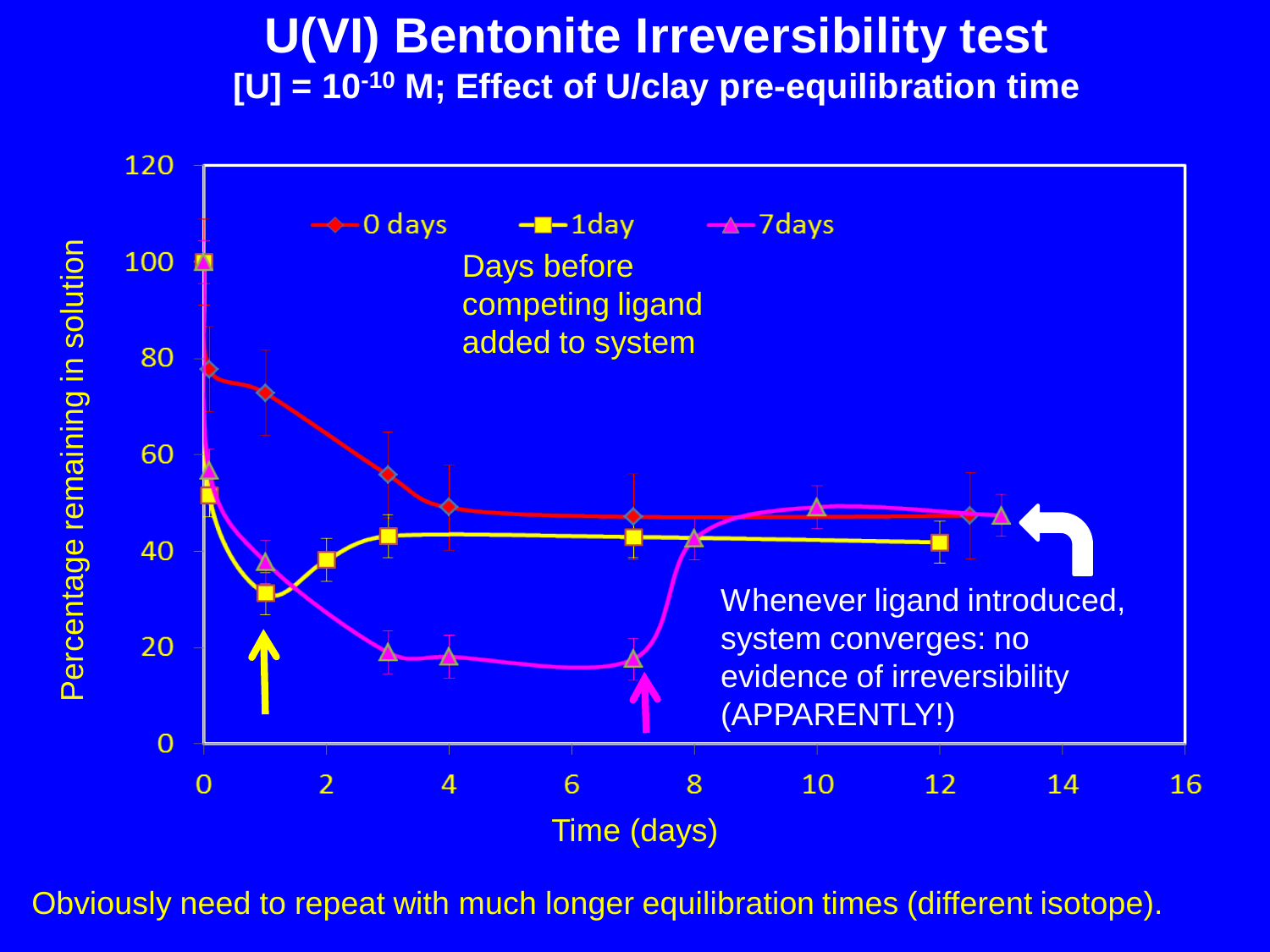# U(VI) Bentonite Irreversibility test

## [U] = $10^{-10}$ M; Effect of U/clay pre-equilibration time

Legend: 0 days, 1day, 7days

Days before competing ligand added to system

Whenever ligand introduced, system converges: no evidence of irreversibility (APPARENTLY!)

Y-axis: Percentage remaining in solution (0–120)

X-axis: Time (days) (0–16)

Obviously need to repeat with much longer equilibration times (different isotope).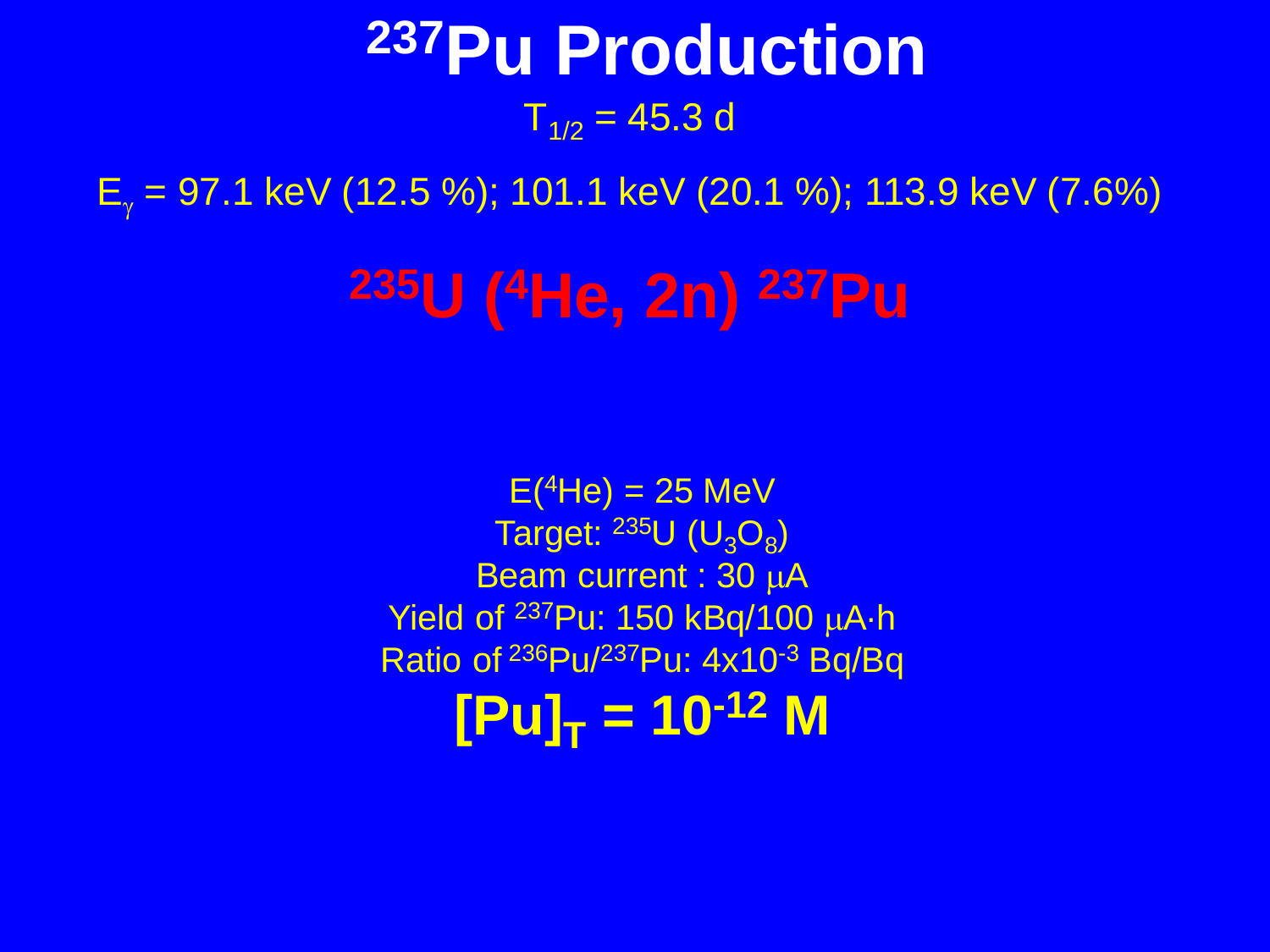# $^{237}Pu$ Production

$T_{1/2}$ = 45.3 d

$E_\gamma$ = 97.1 keV (12.5 %); 101.1 keV (20.1 %); 113.9 keV (7.6%)

## $^{235}U$ ($^{4}He$, 2n) $^{237}Pu$

E($^{4}He$) = 25 MeV

Target: $^{235}U$ ($U_3O_8$)

Beam current : 30 μA

Yield of $^{237}Pu$: 150 kBq/100 μA·h

Ratio of $^{236}Pu$/$^{237}Pu$: $4 \times 10^{-3}$ Bq/Bq

**$[Pu]_T = 10^{-12}$ M**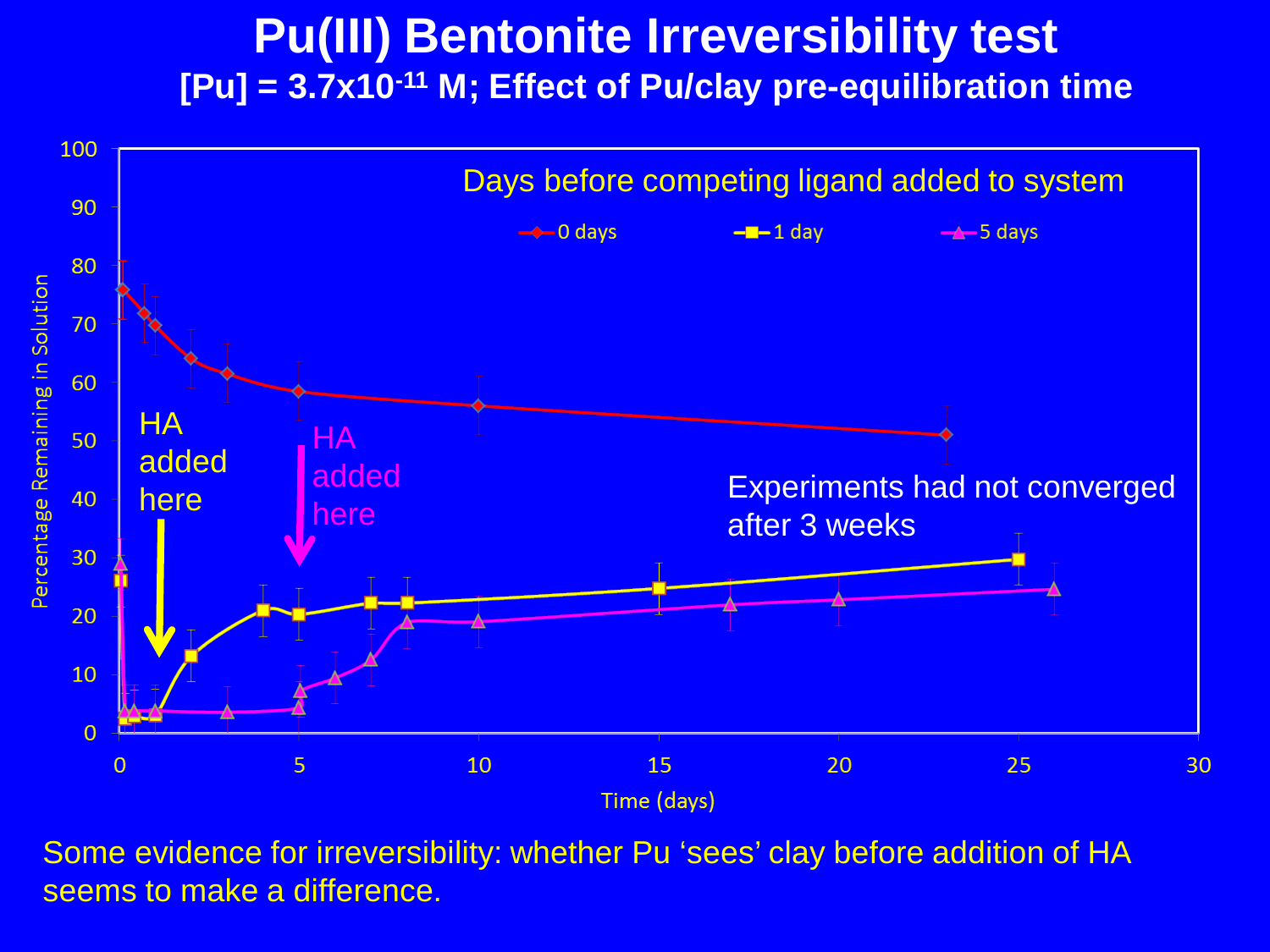# Pu(III) Bentonite Irreversibility test

## [Pu] = $3.7 \times 10^{-11}$ M; Effect of Pu/clay pre-equilibration time

Days before competing ligand added to system

- 0 days
- 1 day
- 5 days

HA added here

HA added here

Experiments had not converged after 3 weeks

Percentage Remaining in Solution

Time (days)

Some evidence for irreversibility: whether Pu ‘sees’ clay before addition of HA seems to make a difference.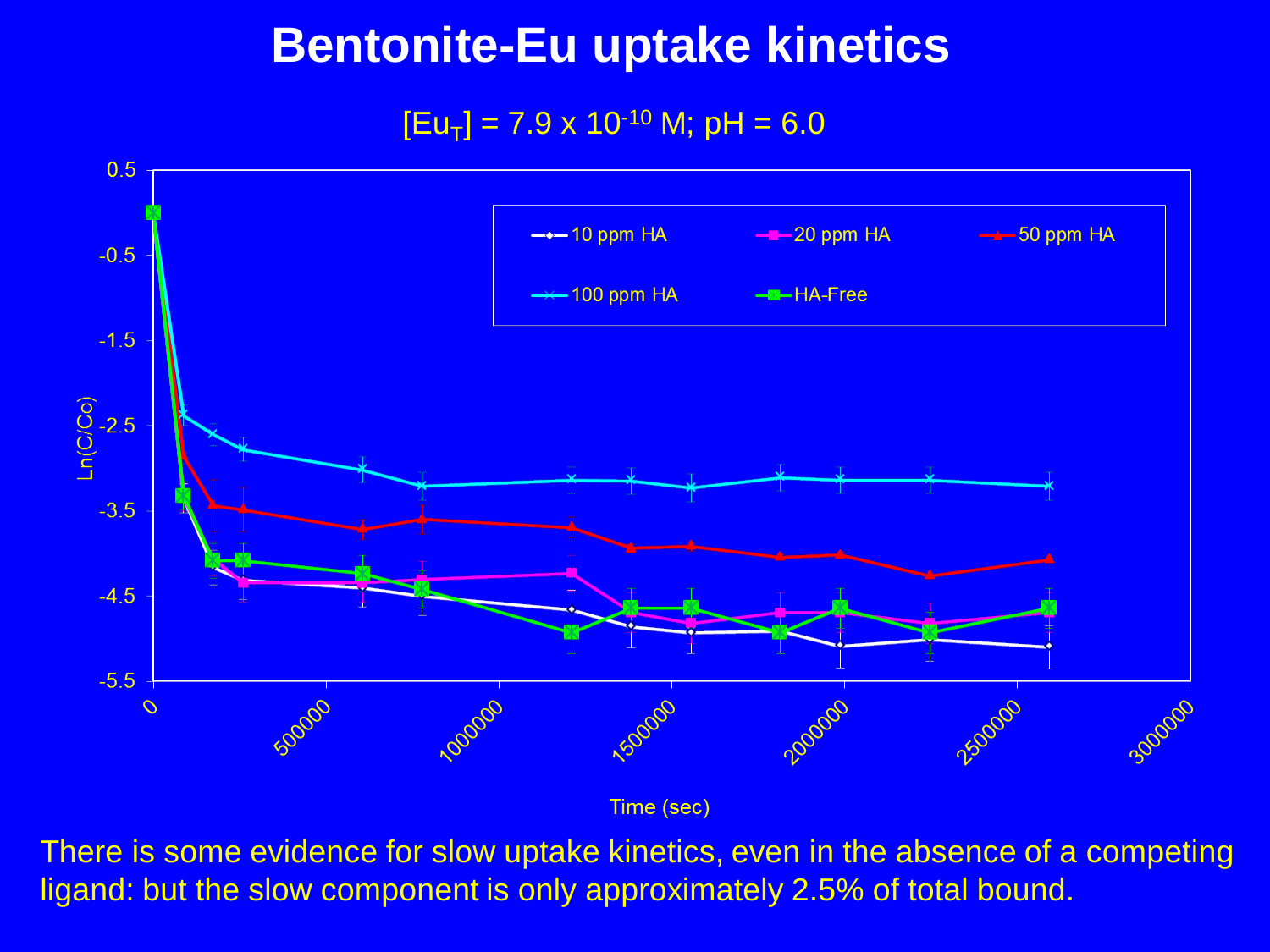# Bentonite-Eu uptake kinetics

$[Eu_T] = 7.9 \times 10^{-10}$ M; pH = 6.0

There is some evidence for slow uptake kinetics, even in the absence of a competing ligand: but the slow component is only approximately 2.5% of total bound.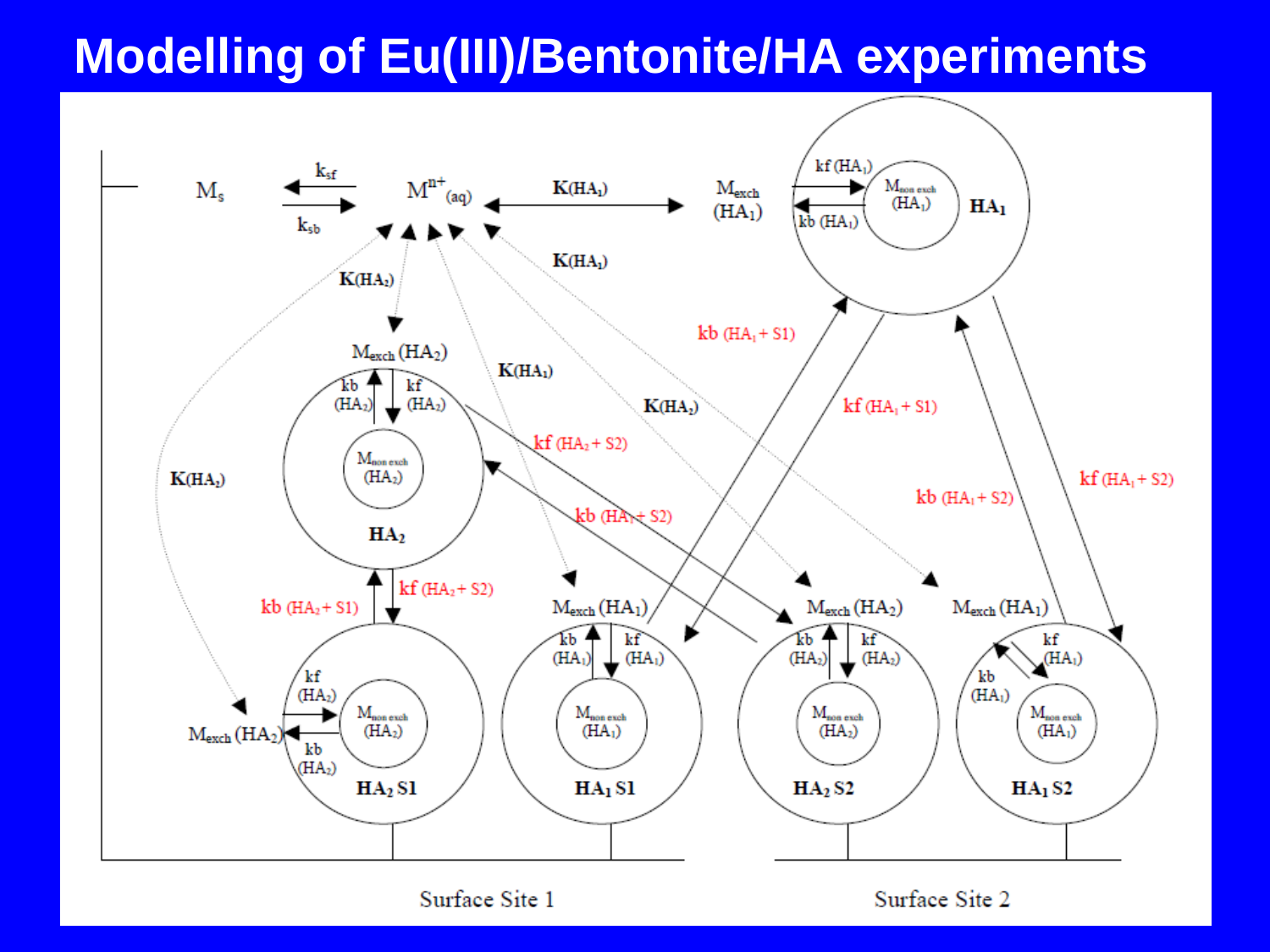# Modelling of Eu(III)/Bentonite/HA experiments

$M_s$ ⇄ $M^{n+}_{(aq)}$ ($k_{sf}$, $k_{sb}$)

$M^{n+}_{(aq)}$ ⇄ $M_{exch}$ ($HA_1$): K($HA_1$)

$M_{exch}$ ($HA_1$) ⇄ $M_{non\ exch}$ ($HA_1$): kf ($HA_1$), kb ($HA_1$) — $HA_1$

$M_{exch}$ ($HA_2$) ⇄ $M_{non\ exch}$ ($HA_2$): kf ($HA_2$), kb ($HA_2$) — $HA_2$

K($HA_2$), K($HA_1$), K($HA_1$), K($HA_2$), K($HA_2$)

kb ($HA_1$ + S1), kf ($HA_1$ + S1)

kf ($HA_2$ + S2), kb ($HA_2$ + S2)

kb ($HA_1$ + S2), kf ($HA_1$ + S2)

kb ($HA_2$ + S1), kf ($HA_2$ + S2)

$HA_2$ S1: $M_{exch}$ ($HA_2$) ⇄ $M_{non\ exch}$ ($HA_2$): kf ($HA_2$), kb ($HA_2$)

$HA_1$ S1: $M_{exch}$ ($HA_1$) ⇄ $M_{non\ exch}$ ($HA_1$): kb ($HA_1$), kf ($HA_1$)

$HA_2$ S2: $M_{exch}$ ($HA_2$) ⇄ $M_{non\ exch}$ ($HA_2$): kb ($HA_2$), kf ($HA_2$)

$HA_1$ S2: $M_{exch}$ ($HA_1$) ⇄ $M_{non\ exch}$ ($HA_1$): kf ($HA_1$), kb ($HA_1$)

Surface Site 1

Surface Site 2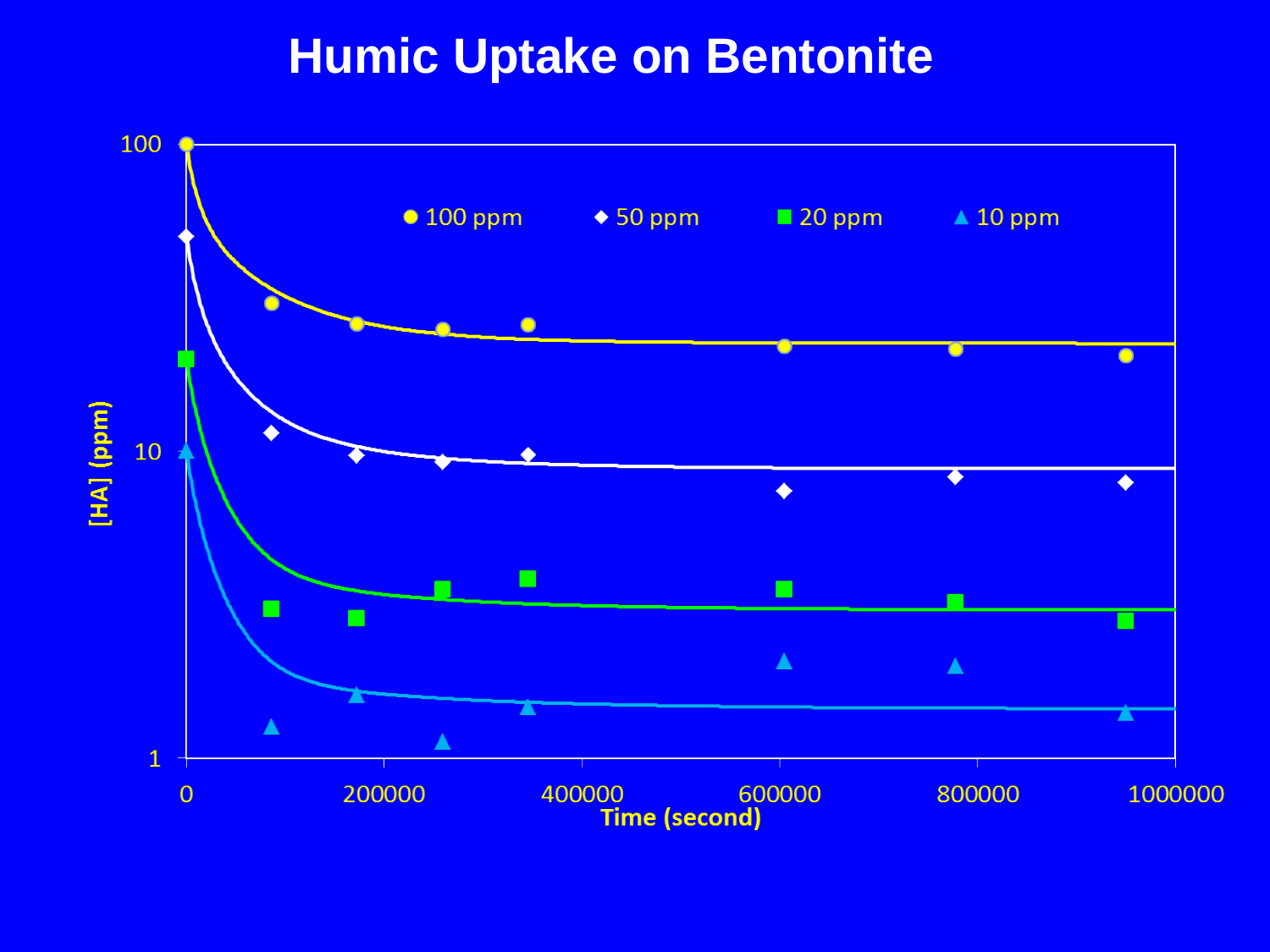# Humic Uptake on Bentonite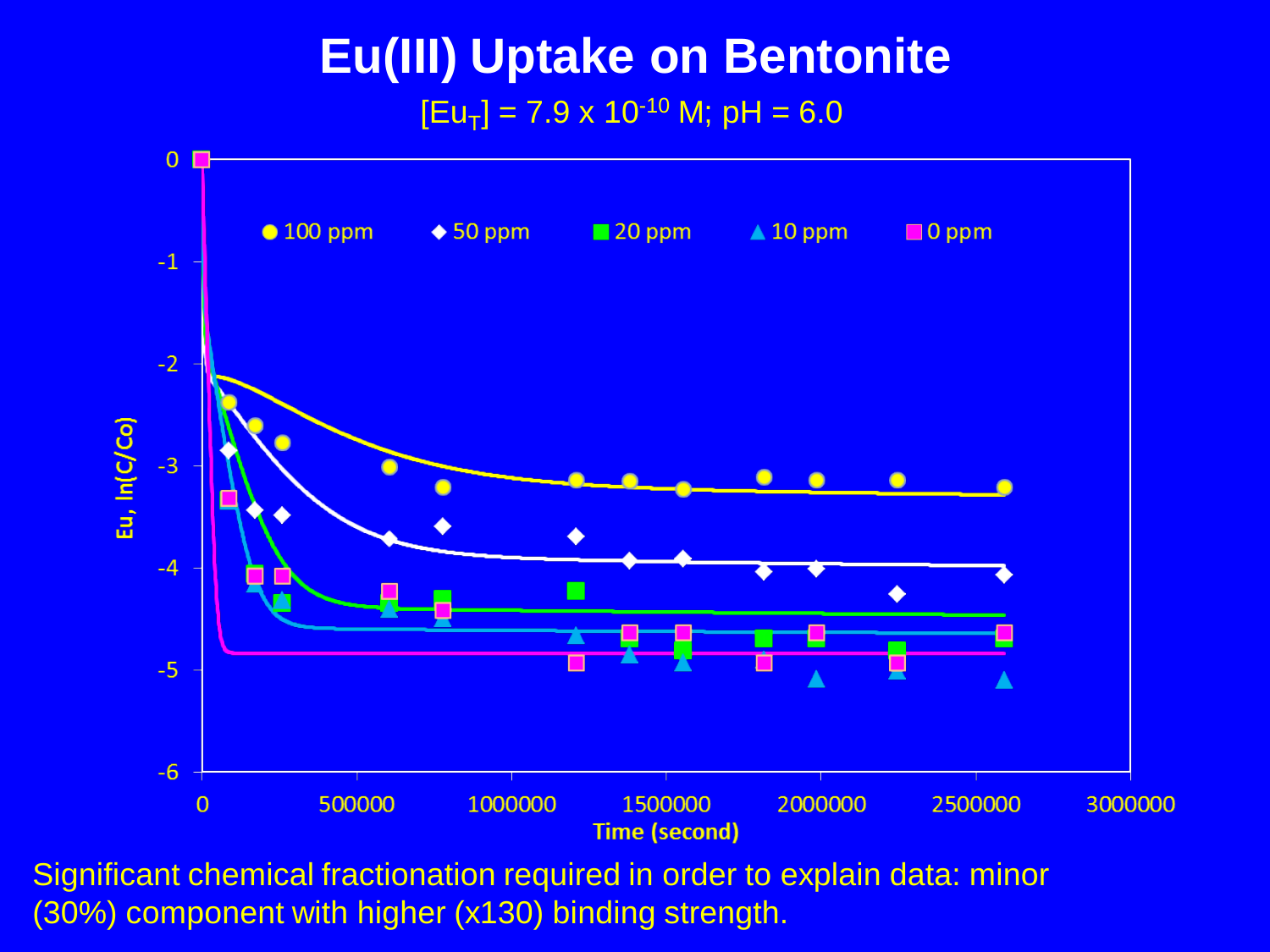# Eu(III) Uptake on Bentonite

$[Eu_T] = 7.9 \times 10^{-10}$ M; pH = 6.0

Significant chemical fractionation required in order to explain data: minor (30%) component with higher (x130) binding strength.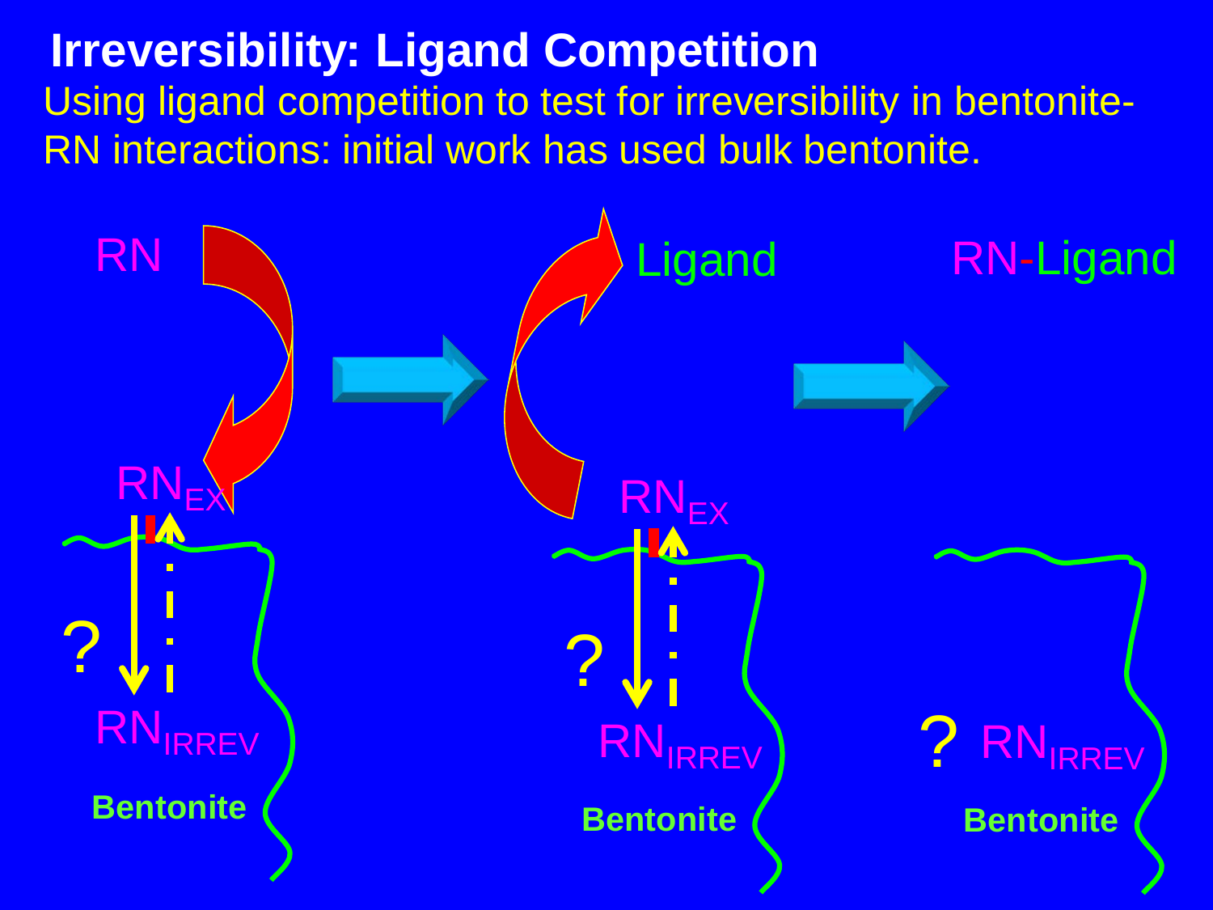# Irreversibility: Ligand Competition

Using ligand competition to test for irreversibility in bentonite-RN interactions: initial work has used bulk bentonite.

RN

$RN_{EX}$

?

$RN_{IRREV}$

Bentonite

Ligand

$RN_{EX}$

?

$RN_{IRREV}$

Bentonite

RN-Ligand

? $RN_{IRREV}$

Bentonite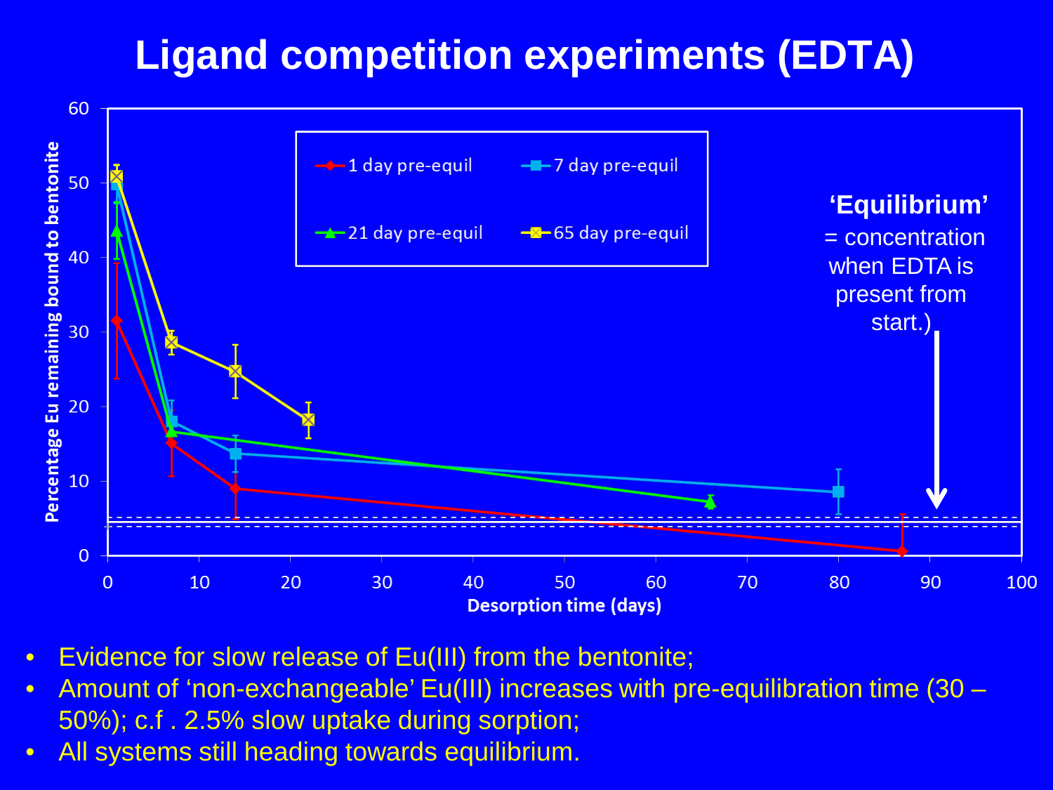# Ligand competition experiments (EDTA)

**'Equilibrium'** = concentration when EDTA is present from start.)

- Evidence for slow release of Eu(III) from the bentonite;
- Amount of 'non-exchangeable' Eu(III) increases with pre-equilibration time (30 – 50%); c.f . 2.5% slow uptake during sorption;
- All systems still heading towards equilibrium.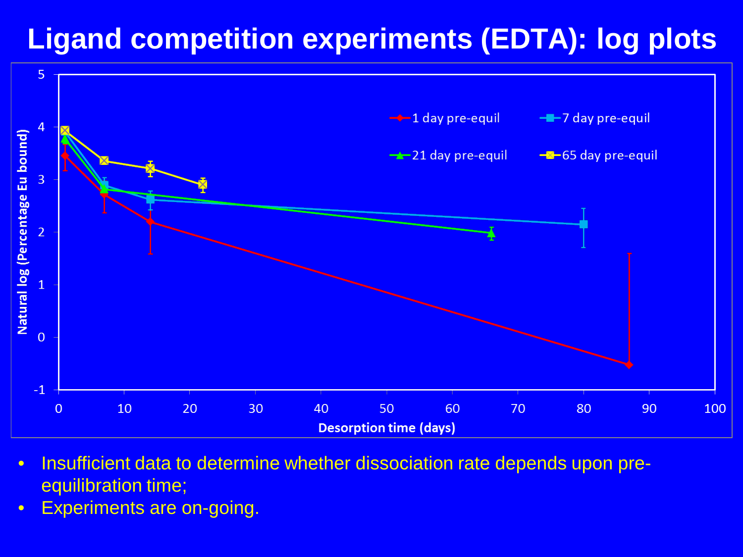# Ligand competition experiments (EDTA): log plots

- Insufficient data to determine whether dissociation rate depends upon pre-equilibration time;
- Experiments are on-going.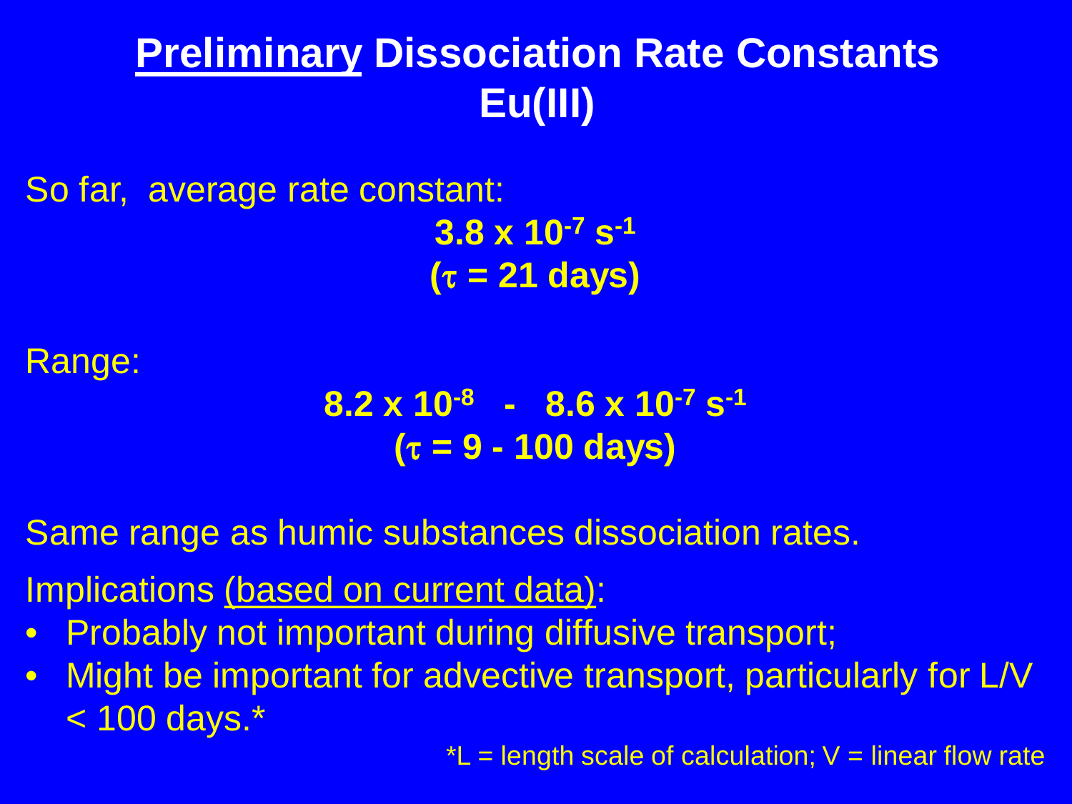# <u>Preliminary</u> Dissociation Rate Constants Eu(III)

So far, average rate constant:

**$3.8 \times 10^{-7}\ s^{-1}$**
**($\tau$ = 21 days)**

Range:

**$8.2 \times 10^{-8}$ - $8.6 \times 10^{-7}\ s^{-1}$**
**($\tau$ = 9 - 100 days)**

Same range as humic substances dissociation rates.

Implications <u>(based on current data)</u>:

- Probably not important during diffusive transport;
- Might be important for advective transport, particularly for L/V < 100 days.*

*L = length scale of calculation; V = linear flow rate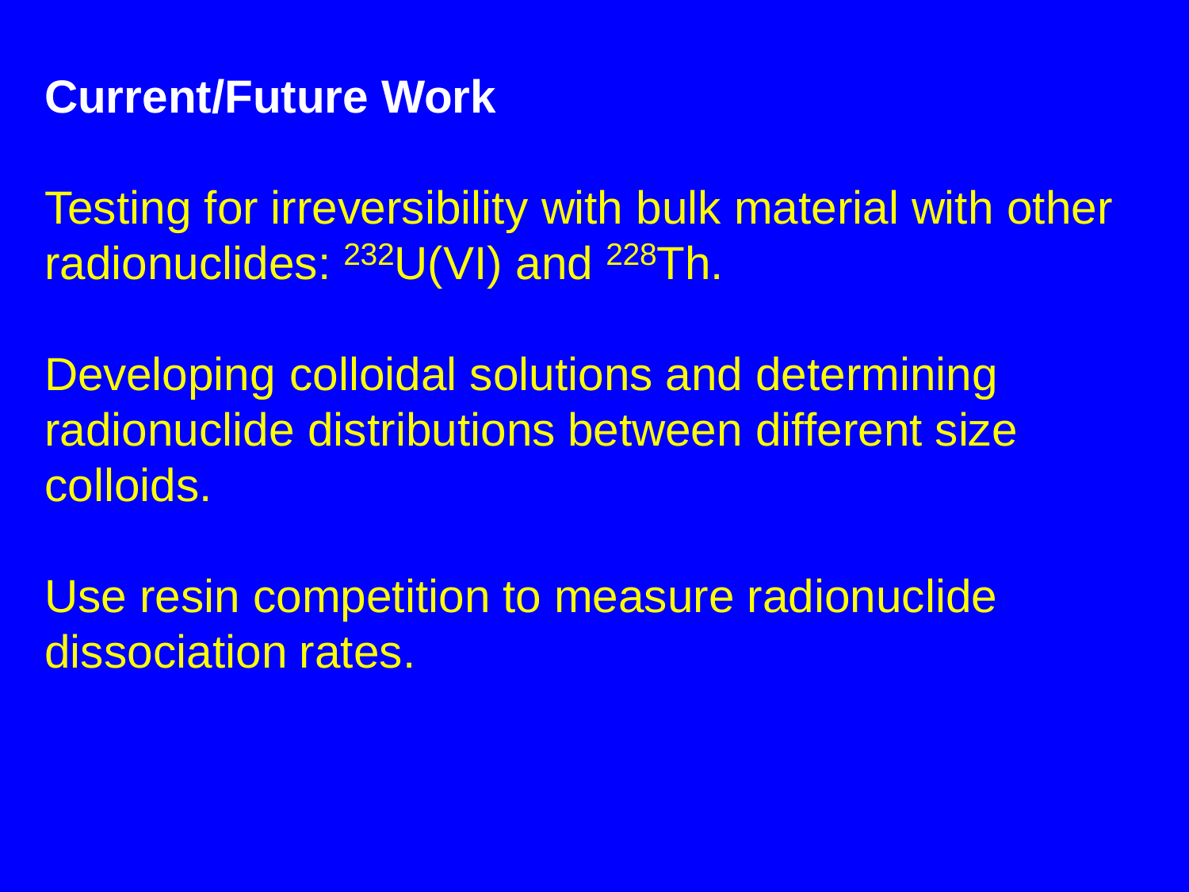## Current/Future Work

Testing for irreversibility with bulk material with other radionuclides: $^{232}U(VI)$ and $^{228}Th$.

Developing colloidal solutions and determining radionuclide distributions between different size colloids.

Use resin competition to measure radionuclide dissociation rates.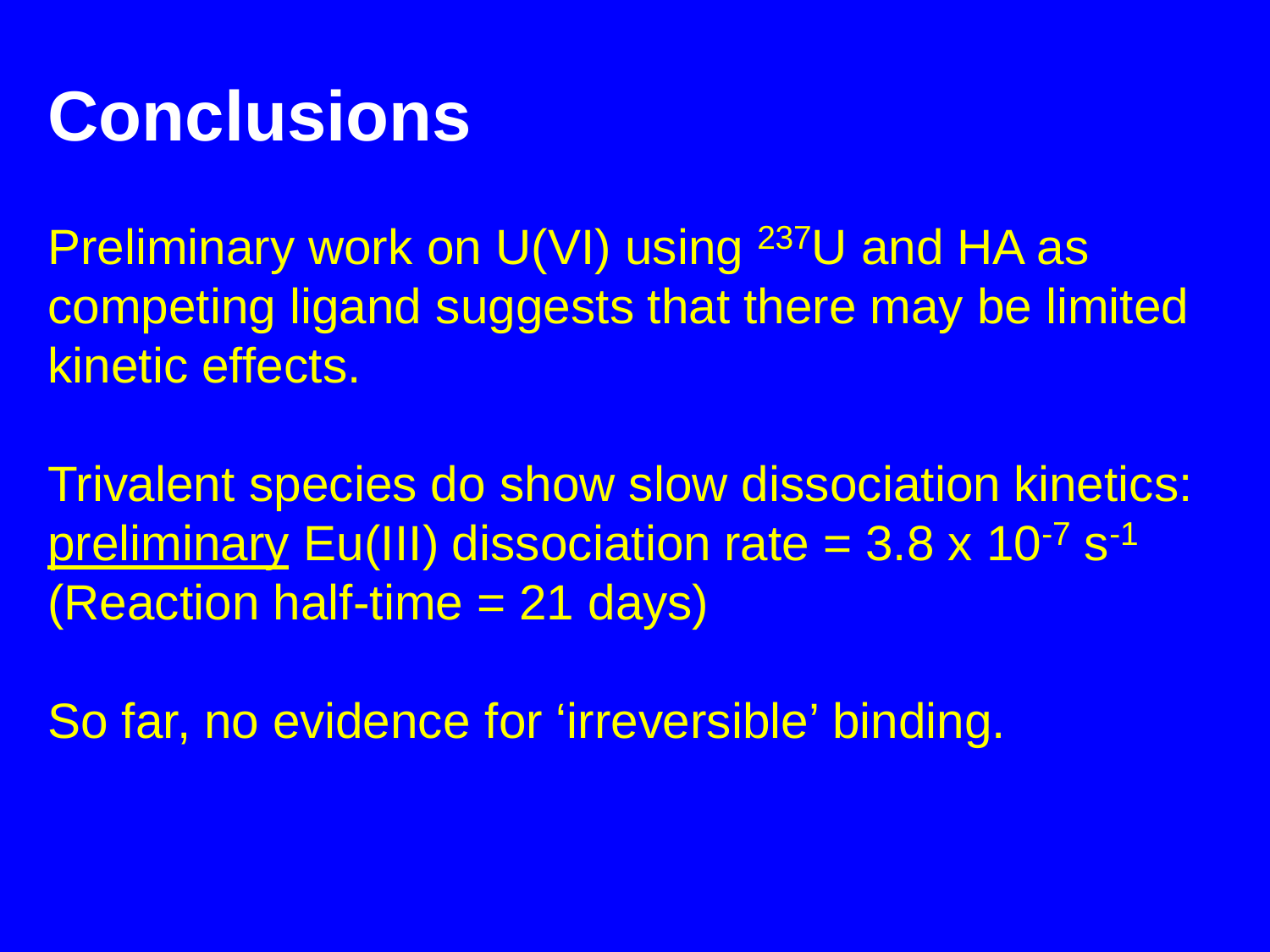# Conclusions

Preliminary work on U(VI) using $^{237}U$ and HA as competing ligand suggests that there may be limited kinetic effects.

Trivalent species do show slow dissociation kinetics: preliminary Eu(III) dissociation rate = $3.8 \times 10^{-7}\ s^{-1}$ (Reaction half-time = 21 days)

So far, no evidence for 'irreversible' binding.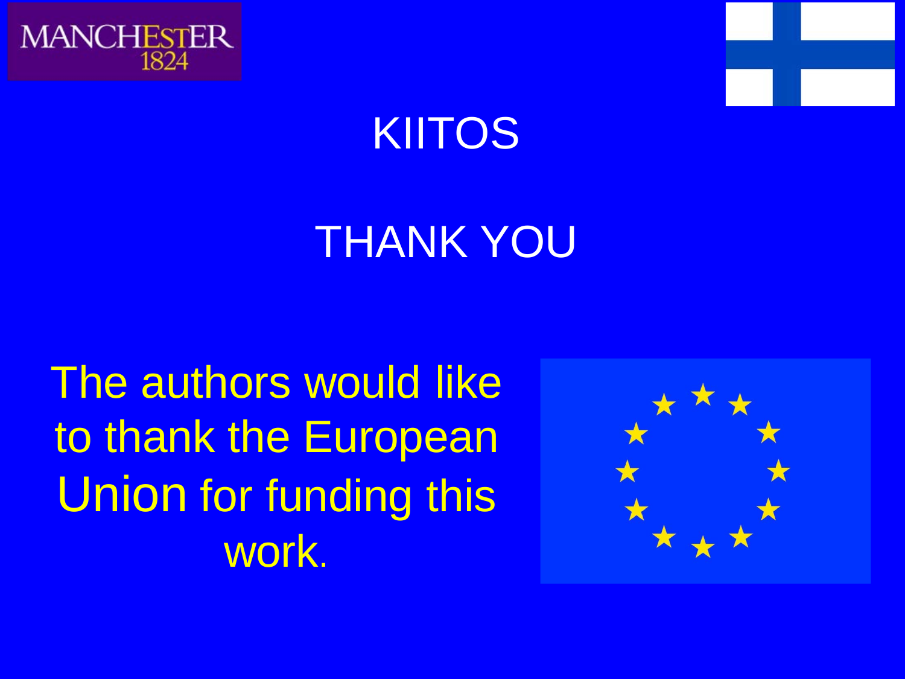MANCHESTER
1824

# KIITOS

# THANK YOU

The authors would like to thank the European Union for funding this work.